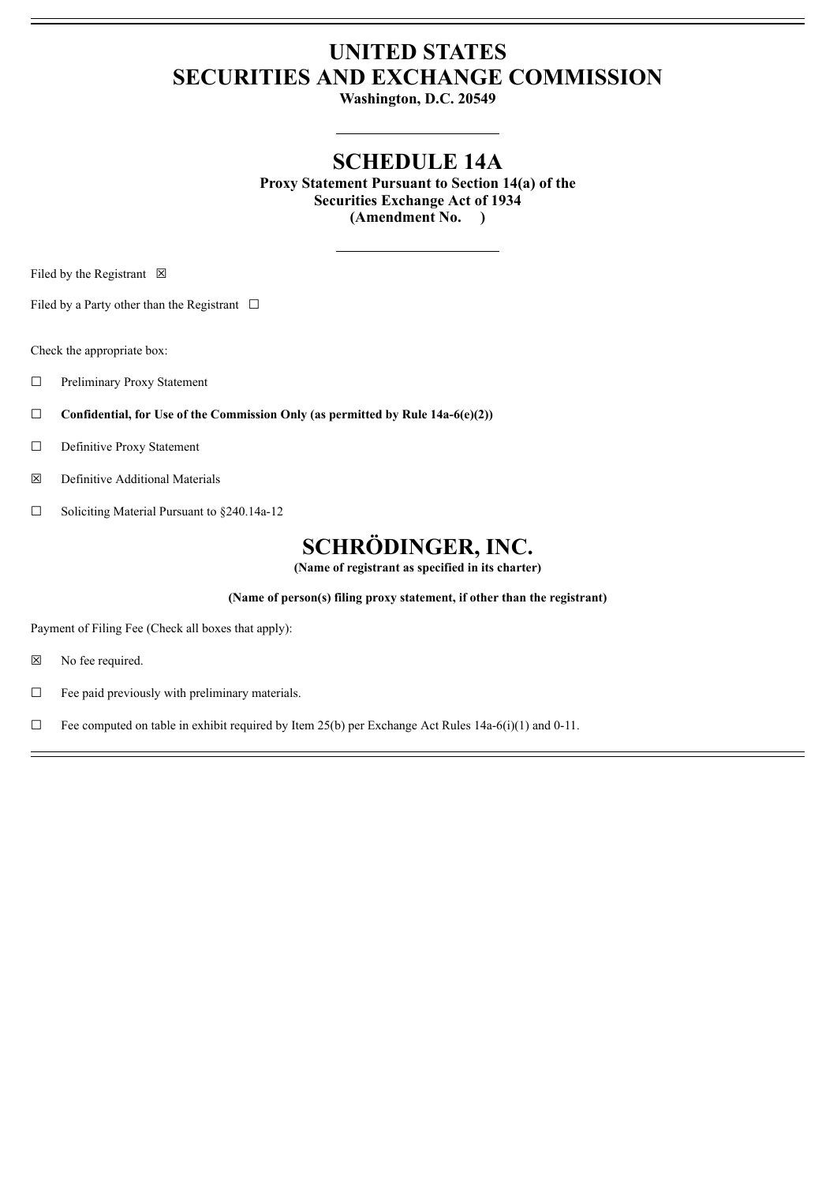# UNITED STATES
# SECURITIES AND EXCHANGE COMMISSION

**Washington, D.C. 20549**

## SCHEDULE 14A

**Proxy Statement Pursuant to Section 14(a) of the Securities Exchange Act of 1934**
**(Amendment No. )**

Filed by the Registrant ☒

Filed by a Party other than the Registrant ☐

Check the appropriate box:

☐ Preliminary Proxy Statement

☐ **Confidential, for Use of the Commission Only (as permitted by Rule 14a-6(e)(2))**

☐ Definitive Proxy Statement

☒ Definitive Additional Materials

☐ Soliciting Material Pursuant to §240.14a-12

## SCHRÖDINGER, INC.

**(Name of registrant as specified in its charter)**

**(Name of person(s) filing proxy statement, if other than the registrant)**

Payment of Filing Fee (Check all boxes that apply):

☒ No fee required.

☐ Fee paid previously with preliminary materials.

☐ Fee computed on table in exhibit required by Item 25(b) per Exchange Act Rules 14a-6(i)(1) and 0-11.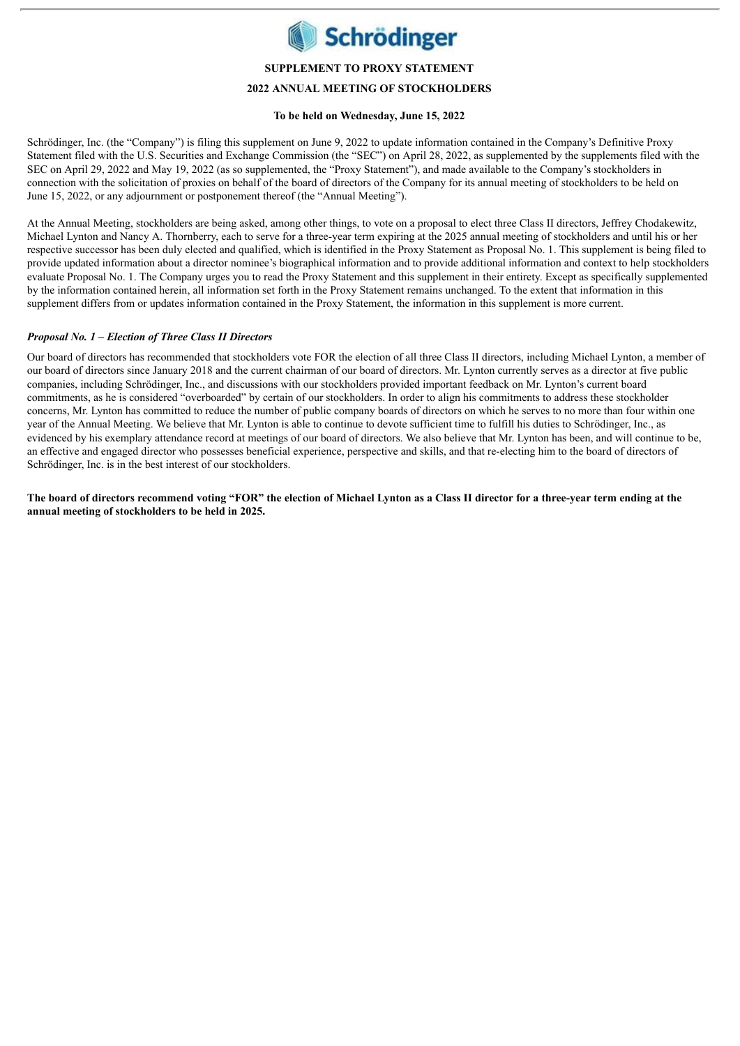# SUPPLEMENT TO PROXY STATEMENT

## 2022 ANNUAL MEETING OF STOCKHOLDERS

**To be held on Wednesday, June 15, 2022**

Schrödinger, Inc. (the "Company") is filing this supplement on June 9, 2022 to update information contained in the Company's Definitive Proxy Statement filed with the U.S. Securities and Exchange Commission (the "SEC") on April 28, 2022, as supplemented by the supplements filed with the SEC on April 29, 2022 and May 19, 2022 (as so supplemented, the "Proxy Statement"), and made available to the Company's stockholders in connection with the solicitation of proxies on behalf of the board of directors of the Company for its annual meeting of stockholders to be held on June 15, 2022, or any adjournment or postponement thereof (the "Annual Meeting").

At the Annual Meeting, stockholders are being asked, among other things, to vote on a proposal to elect three Class II directors, Jeffrey Chodakewitz, Michael Lynton and Nancy A. Thornberry, each to serve for a three-year term expiring at the 2025 annual meeting of stockholders and until his or her respective successor has been duly elected and qualified, which is identified in the Proxy Statement as Proposal No. 1. This supplement is being filed to provide updated information about a director nominee's biographical information and to provide additional information and context to help stockholders evaluate Proposal No. 1. The Company urges you to read the Proxy Statement and this supplement in their entirety. Except as specifically supplemented by the information contained herein, all information set forth in the Proxy Statement remains unchanged. To the extent that information in this supplement differs from or updates information contained in the Proxy Statement, the information in this supplement is more current.

### *Proposal No. 1 – Election of Three Class II Directors*

Our board of directors has recommended that stockholders vote FOR the election of all three Class II directors, including Michael Lynton, a member of our board of directors since January 2018 and the current chairman of our board of directors. Mr. Lynton currently serves as a director at five public companies, including Schrödinger, Inc., and discussions with our stockholders provided important feedback on Mr. Lynton's current board commitments, as he is considered "overboarded" by certain of our stockholders. In order to align his commitments to address these stockholder concerns, Mr. Lynton has committed to reduce the number of public company boards of directors on which he serves to no more than four within one year of the Annual Meeting. We believe that Mr. Lynton is able to continue to devote sufficient time to fulfill his duties to Schrödinger, Inc., as evidenced by his exemplary attendance record at meetings of our board of directors. We also believe that Mr. Lynton has been, and will continue to be, an effective and engaged director who possesses beneficial experience, perspective and skills, and that re-electing him to the board of directors of Schrödinger, Inc. is in the best interest of our stockholders.

**The board of directors recommend voting "FOR" the election of Michael Lynton as a Class II director for a three-year term ending at the annual meeting of stockholders to be held in 2025.**